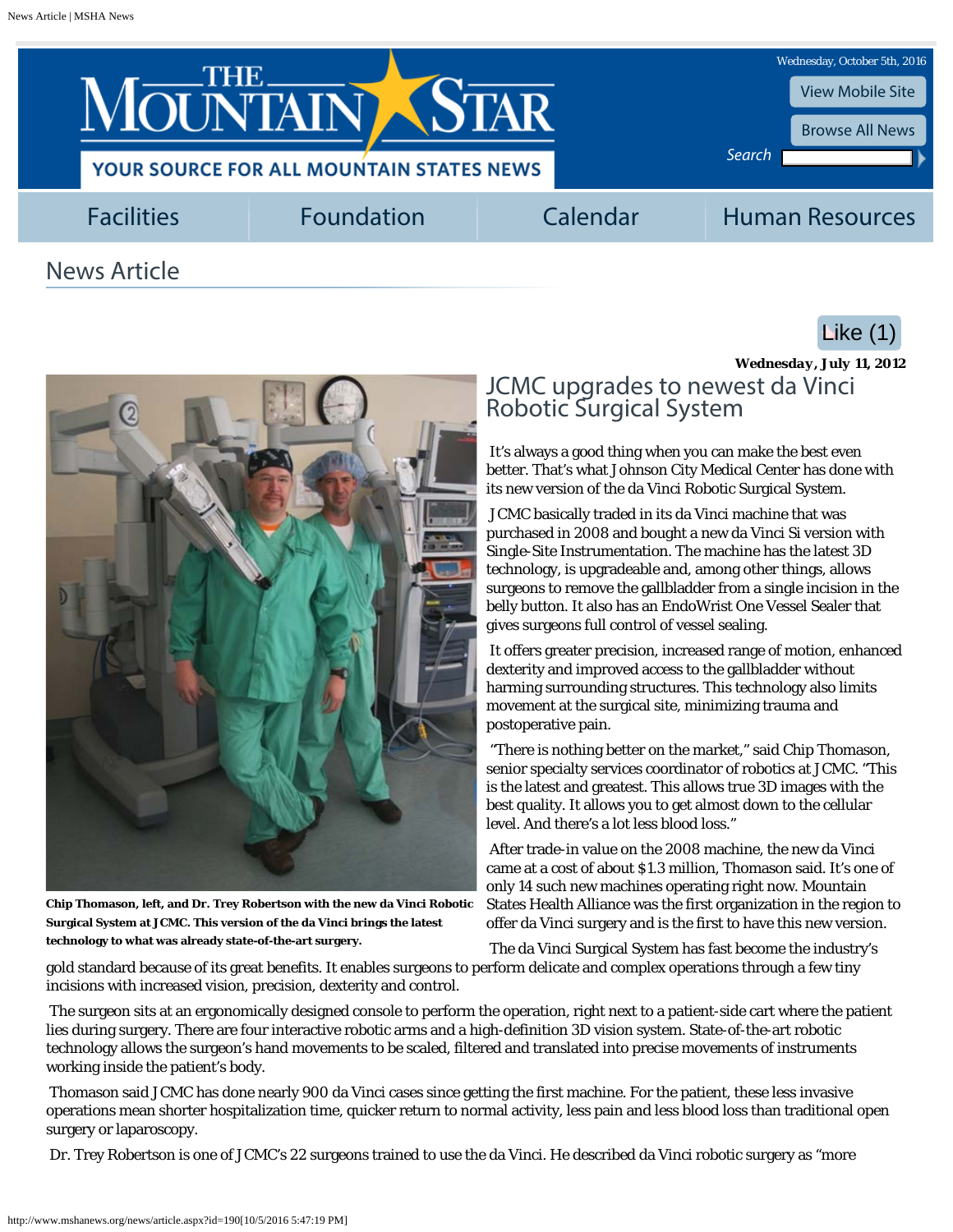# JCMC upgrades to newest da Vinci Robotic Surgical System

**Wednesday, July 11, 2012**

**Chip Thomason, left, and Dr. Trey Robertson with the new da Vinci Robotic Surgical System at JCMC. This version of the da Vinci brings the latest technology to what was already state-of-the-art surgery.**

It's always a good thing when you can make the best even better. That's what Johnson City Medical Center has done with its new version of the da Vinci Robotic Surgical System.

JCMC basically traded in its da Vinci machine that was purchased in 2008 and bought a new da Vinci Si version with Single-Site Instrumentation. The machine has the latest 3D technology, is upgradeable and, among other things, allows surgeons to remove the gallbladder from a single incision in the belly button. It also has an EndoWrist One Vessel Sealer that gives surgeons full control of vessel sealing.

It offers greater precision, increased range of motion, enhanced dexterity and improved access to the gallbladder without harming surrounding structures. This technology also limits movement at the surgical site, minimizing trauma and postoperative pain.

"There is nothing better on the market," said Chip Thomason, senior specialty services coordinator of robotics at JCMC. "This is the latest and greatest. This allows true 3D images with the best quality. It allows you to get almost down to the cellular level. And there's a lot less blood loss."

After trade-in value on the 2008 machine, the new da Vinci came at a cost of about $1.3 million, Thomason said. It's one of only 14 such new machines operating right now. Mountain States Health Alliance was the first organization in the region to offer da Vinci surgery and is the first to have this new version.

The da Vinci Surgical System has fast become the industry's gold standard because of its great benefits. It enables surgeons to perform delicate and complex operations through a few tiny incisions with increased vision, precision, dexterity and control.

The surgeon sits at an ergonomically designed console to perform the operation, right next to a patient-side cart where the patient lies during surgery. There are four interactive robotic arms and a high-definition 3D vision system. State-of-the-art robotic technology allows the surgeon's hand movements to be scaled, filtered and translated into precise movements of instruments working inside the patient's body.

Thomason said JCMC has done nearly 900 da Vinci cases since getting the first machine. For the patient, these less invasive operations mean shorter hospitalization time, quicker return to normal activity, less pain and less blood loss than traditional open surgery or laparoscopy.

Dr. Trey Robertson is one of JCMC's 22 surgeons trained to use the da Vinci. He described da Vinci robotic surgery as "more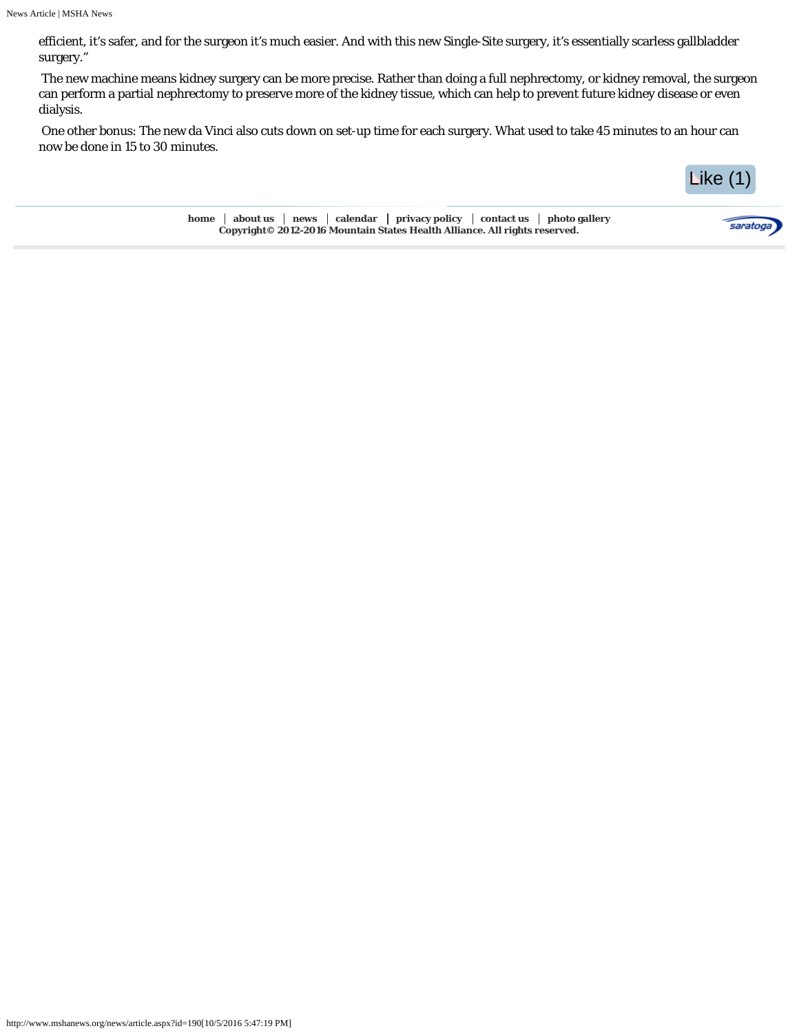efficient, it's safer, and for the surgeon it's much easier. And with this new Single-Site surgery, it's essentially scarless gallbladder surgery."

The new machine means kidney surgery can be more precise. Rather than doing a full nephrectomy, or kidney removal, the surgeon can perform a partial nephrectomy to preserve more of the kidney tissue, which can help to prevent future kidney disease or even dialysis.

One other bonus: The new da Vinci also cuts down on set-up time for each surgery. What used to take 45 minutes to an hour can now be done in 15 to 30 minutes.

Like (1)

**home** | **about us** | **news** | **calendar** | **privacy policy** | **contact us** | **photo gallery**
**Copyright© 2012-2016 Mountain States Health Alliance. All rights reserved.**